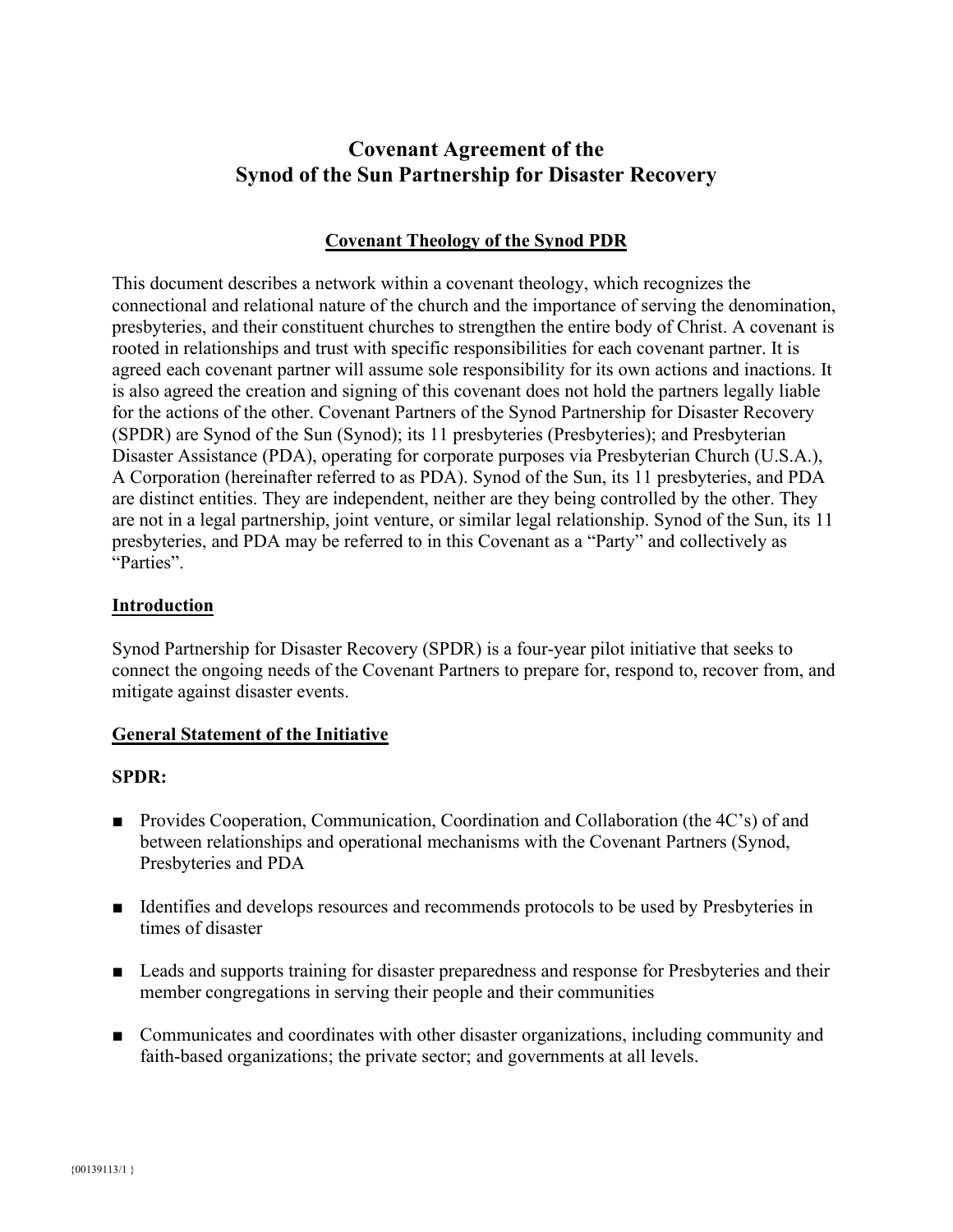# Covenant Agreement of the Synod of the Sun Partnership for Disaster Recovery

## Covenant Theology of the Synod PDR

This document describes a network within a covenant theology, which recognizes the connectional and relational nature of the church and the importance of serving the denomination, presbyteries, and their constituent churches to strengthen the entire body of Christ. A covenant is rooted in relationships and trust with specific responsibilities for each covenant partner. It is agreed each covenant partner will assume sole responsibility for its own actions and inactions. It is also agreed the creation and signing of this covenant does not hold the partners legally liable for the actions of the other. Covenant Partners of the Synod Partnership for Disaster Recovery (SPDR) are Synod of the Sun (Synod); its 11 presbyteries (Presbyteries); and Presbyterian Disaster Assistance (PDA), operating for corporate purposes via Presbyterian Church (U.S.A.), A Corporation (hereinafter referred to as PDA). Synod of the Sun, its 11 presbyteries, and PDA are distinct entities. They are independent, neither are they being controlled by the other. They are not in a legal partnership, joint venture, or similar legal relationship. Synod of the Sun, its 11 presbyteries, and PDA may be referred to in this Covenant as a "Party" and collectively as "Parties".

## Introduction

Synod Partnership for Disaster Recovery (SPDR) is a four-year pilot initiative that seeks to connect the ongoing needs of the Covenant Partners to prepare for, respond to, recover from, and mitigate against disaster events.

## General Statement of the Initiative

**SPDR:**

- Provides Cooperation, Communication, Coordination and Collaboration (the 4C's) of and between relationships and operational mechanisms with the Covenant Partners (Synod, Presbyteries and PDA
- Identifies and develops resources and recommends protocols to be used by Presbyteries in times of disaster
- Leads and supports training for disaster preparedness and response for Presbyteries and their member congregations in serving their people and their communities
- Communicates and coordinates with other disaster organizations, including community and faith-based organizations; the private sector; and governments at all levels.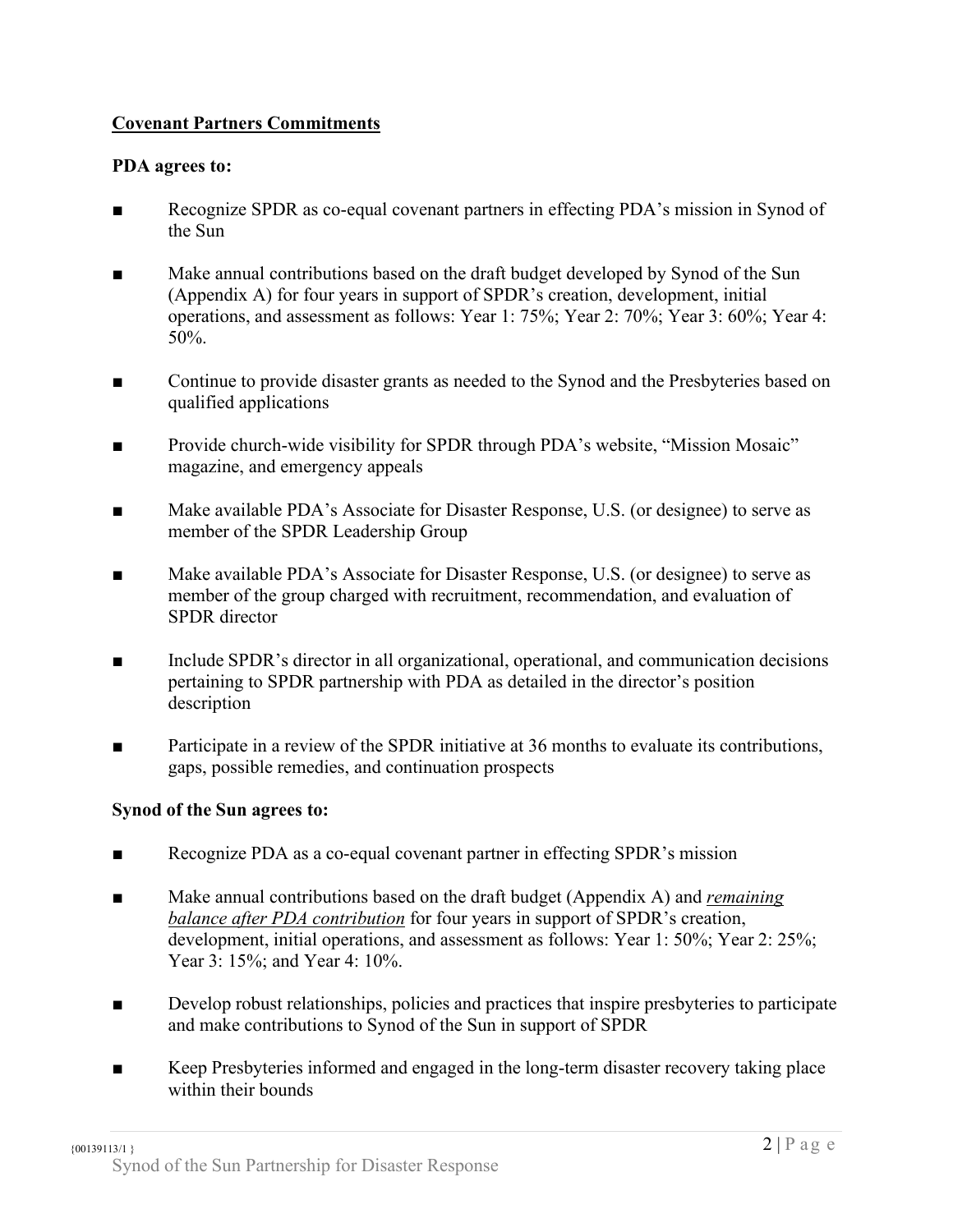## **Covenant Partners Commitments**

**PDA agrees to:**

- Recognize SPDR as co-equal covenant partners in effecting PDA's mission in Synod of the Sun
- Make annual contributions based on the draft budget developed by Synod of the Sun (Appendix A) for four years in support of SPDR's creation, development, initial operations, and assessment as follows: Year 1: 75%; Year 2: 70%; Year 3: 60%; Year 4: 50%.
- Continue to provide disaster grants as needed to the Synod and the Presbyteries based on qualified applications
- Provide church-wide visibility for SPDR through PDA's website, "Mission Mosaic" magazine, and emergency appeals
- Make available PDA's Associate for Disaster Response, U.S. (or designee) to serve as member of the SPDR Leadership Group
- Make available PDA's Associate for Disaster Response, U.S. (or designee) to serve as member of the group charged with recruitment, recommendation, and evaluation of SPDR director
- Include SPDR's director in all organizational, operational, and communication decisions pertaining to SPDR partnership with PDA as detailed in the director's position description
- Participate in a review of the SPDR initiative at 36 months to evaluate its contributions, gaps, possible remedies, and continuation prospects

**Synod of the Sun agrees to:**

- Recognize PDA as a co-equal covenant partner in effecting SPDR's mission
- Make annual contributions based on the draft budget (Appendix A) and ***remaining balance after PDA contribution*** for four years in support of SPDR's creation, development, initial operations, and assessment as follows: Year 1: 50%; Year 2: 25%; Year 3: 15%; and Year 4: 10%.
- Develop robust relationships, policies and practices that inspire presbyteries to participate and make contributions to Synod of the Sun in support of SPDR
- Keep Presbyteries informed and engaged in the long-term disaster recovery taking place within their bounds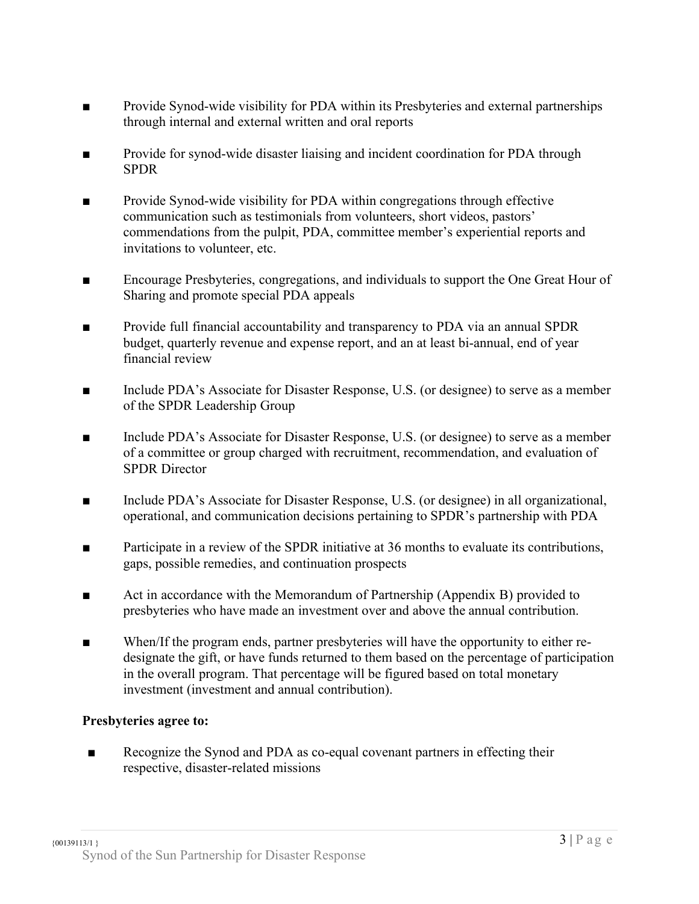- Provide Synod-wide visibility for PDA within its Presbyteries and external partnerships through internal and external written and oral reports

- Provide for synod-wide disaster liaising and incident coordination for PDA through SPDR

- Provide Synod-wide visibility for PDA within congregations through effective communication such as testimonials from volunteers, short videos, pastors' commendations from the pulpit, PDA, committee member's experiential reports and invitations to volunteer, etc.

- Encourage Presbyteries, congregations, and individuals to support the One Great Hour of Sharing and promote special PDA appeals

- Provide full financial accountability and transparency to PDA via an annual SPDR budget, quarterly revenue and expense report, and an at least bi-annual, end of year financial review

- Include PDA's Associate for Disaster Response, U.S. (or designee) to serve as a member of the SPDR Leadership Group

- Include PDA's Associate for Disaster Response, U.S. (or designee) to serve as a member of a committee or group charged with recruitment, recommendation, and evaluation of SPDR Director

- Include PDA's Associate for Disaster Response, U.S. (or designee) in all organizational, operational, and communication decisions pertaining to SPDR's partnership with PDA

- Participate in a review of the SPDR initiative at 36 months to evaluate its contributions, gaps, possible remedies, and continuation prospects

- Act in accordance with the Memorandum of Partnership (Appendix B) provided to presbyteries who have made an investment over and above the annual contribution.

- When/If the program ends, partner presbyteries will have the opportunity to either re-designate the gift, or have funds returned to them based on the percentage of participation in the overall program. That percentage will be figured based on total monetary investment (investment and annual contribution).

**Presbyteries agree to:**

- Recognize the Synod and PDA as co-equal covenant partners in effecting their respective, disaster-related missions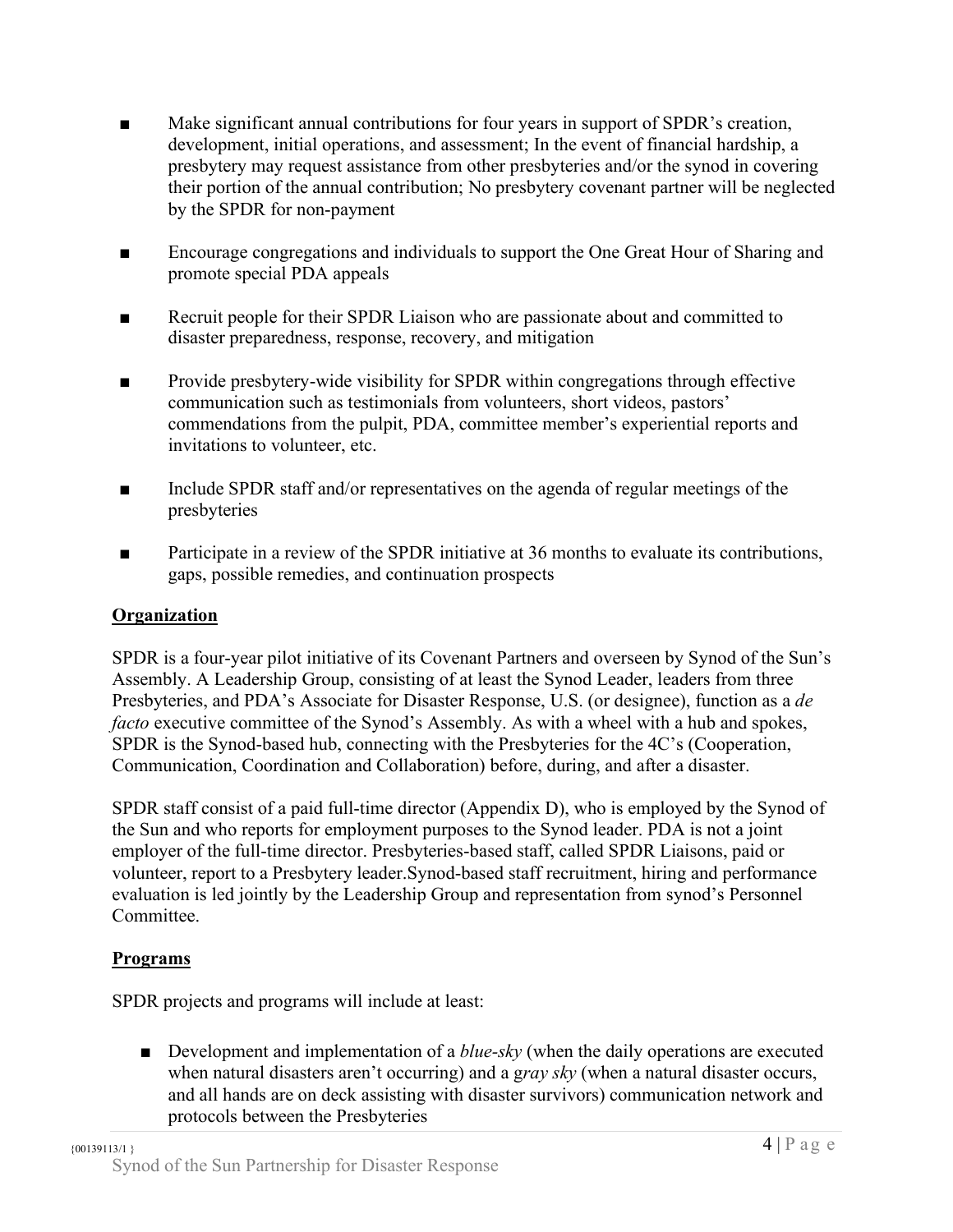- Make significant annual contributions for four years in support of SPDR's creation, development, initial operations, and assessment; In the event of financial hardship, a presbytery may request assistance from other presbyteries and/or the synod in covering their portion of the annual contribution; No presbytery covenant partner will be neglected by the SPDR for non-payment

- Encourage congregations and individuals to support the One Great Hour of Sharing and promote special PDA appeals

- Recruit people for their SPDR Liaison who are passionate about and committed to disaster preparedness, response, recovery, and mitigation

- Provide presbytery-wide visibility for SPDR within congregations through effective communication such as testimonials from volunteers, short videos, pastors' commendations from the pulpit, PDA, committee member's experiential reports and invitations to volunteer, etc.

- Include SPDR staff and/or representatives on the agenda of regular meetings of the presbyteries

- Participate in a review of the SPDR initiative at 36 months to evaluate its contributions, gaps, possible remedies, and continuation prospects

**Organization**

SPDR is a four-year pilot initiative of its Covenant Partners and overseen by Synod of the Sun's Assembly. A Leadership Group, consisting of at least the Synod Leader, leaders from three Presbyteries, and PDA's Associate for Disaster Response, U.S. (or designee), function as a *de facto* executive committee of the Synod's Assembly. As with a wheel with a hub and spokes, SPDR is the Synod-based hub, connecting with the Presbyteries for the 4C's (Cooperation, Communication, Coordination and Collaboration) before, during, and after a disaster.

SPDR staff consist of a paid full-time director (Appendix D), who is employed by the Synod of the Sun and who reports for employment purposes to the Synod leader. PDA is not a joint employer of the full-time director. Presbyteries-based staff, called SPDR Liaisons, paid or volunteer, report to a Presbytery leader.Synod-based staff recruitment, hiring and performance evaluation is led jointly by the Leadership Group and representation from synod's Personnel Committee.

**Programs**

SPDR projects and programs will include at least:

- Development and implementation of a *blue-sky* (when the daily operations are executed when natural disasters aren't occurring) and a g*ray sky* (when a natural disaster occurs, and all hands are on deck assisting with disaster survivors) communication network and protocols between the Presbyteries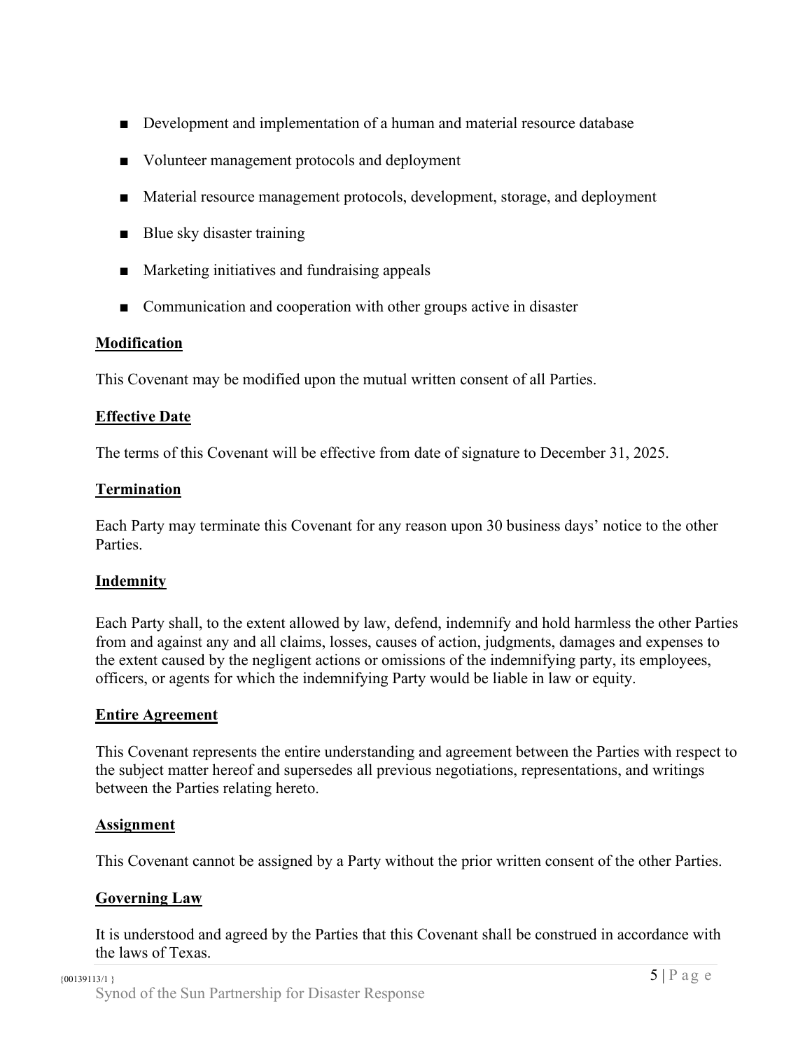- Development and implementation of a human and material resource database
- Volunteer management protocols and deployment
- Material resource management protocols, development, storage, and deployment
- Blue sky disaster training
- Marketing initiatives and fundraising appeals
- Communication and cooperation with other groups active in disaster

**Modification**

This Covenant may be modified upon the mutual written consent of all Parties.

**Effective Date**

The terms of this Covenant will be effective from date of signature to December 31, 2025.

**Termination**

Each Party may terminate this Covenant for any reason upon 30 business days' notice to the other Parties.

**Indemnity**

Each Party shall, to the extent allowed by law, defend, indemnify and hold harmless the other Parties from and against any and all claims, losses, causes of action, judgments, damages and expenses to the extent caused by the negligent actions or omissions of the indemnifying party, its employees, officers, or agents for which the indemnifying Party would be liable in law or equity.

**Entire Agreement**

This Covenant represents the entire understanding and agreement between the Parties with respect to the subject matter hereof and supersedes all previous negotiations, representations, and writings between the Parties relating hereto.

**Assignment**

This Covenant cannot be assigned by a Party without the prior written consent of the other Parties.

**Governing Law**

It is understood and agreed by the Parties that this Covenant shall be construed in accordance with the laws of Texas.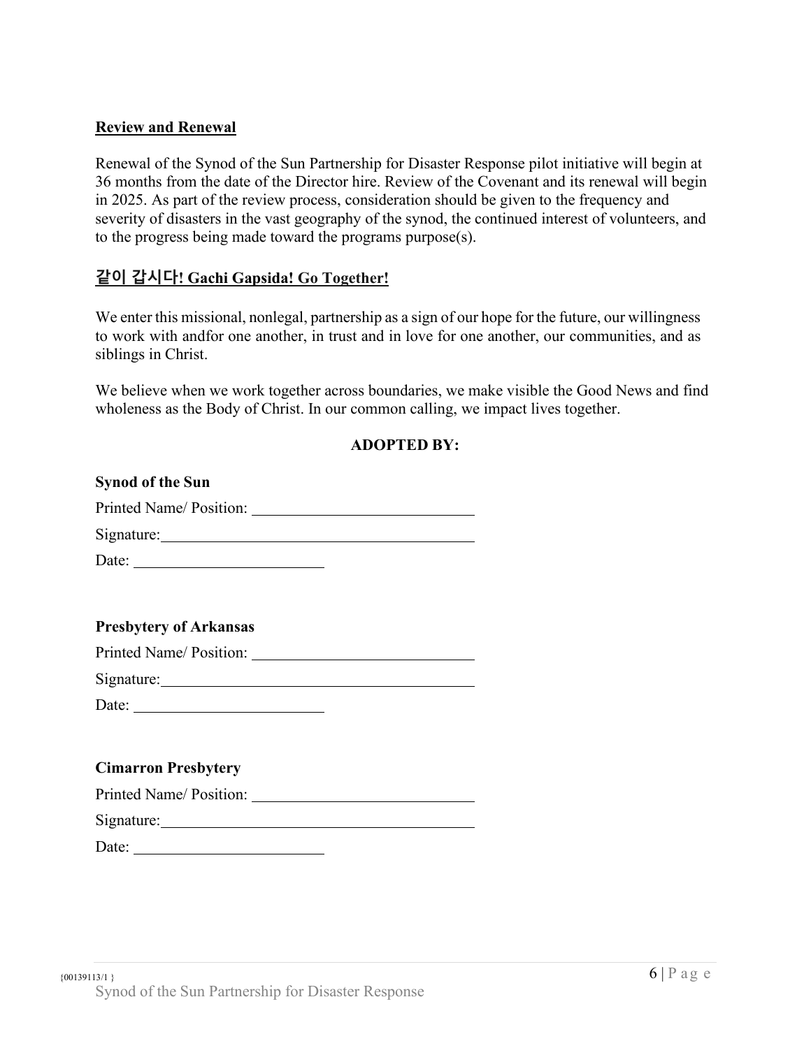**Review and Renewal**

Renewal of the Synod of the Sun Partnership for Disaster Response pilot initiative will begin at 36 months from the date of the Director hire. Review of the Covenant and its renewal will begin in 2025. As part of the review process, consideration should be given to the frequency and severity of disasters in the vast geography of the synod, the continued interest of volunteers, and to the progress being made toward the programs purpose(s).

**같이 갑시다! Gachi Gapsida! Go Together!**

We enter this missional, nonlegal, partnership as a sign of our hope for the future, our willingness to work with andfor one another, in trust and in love for one another, our communities, and as siblings in Christ.

We believe when we work together across boundaries, we make visible the Good News and find wholeness as the Body of Christ. In our common calling, we impact lives together.

**ADOPTED BY:**

**Synod of the Sun**

Printed Name/ Position: ____________________________

Signature: ________________________________________

Date: ________________________

**Presbytery of Arkansas**

Printed Name/ Position: ____________________________

Signature: ________________________________________

Date: ________________________

**Cimarron Presbytery**

Printed Name/ Position: ____________________________

Signature: ________________________________________

Date: ________________________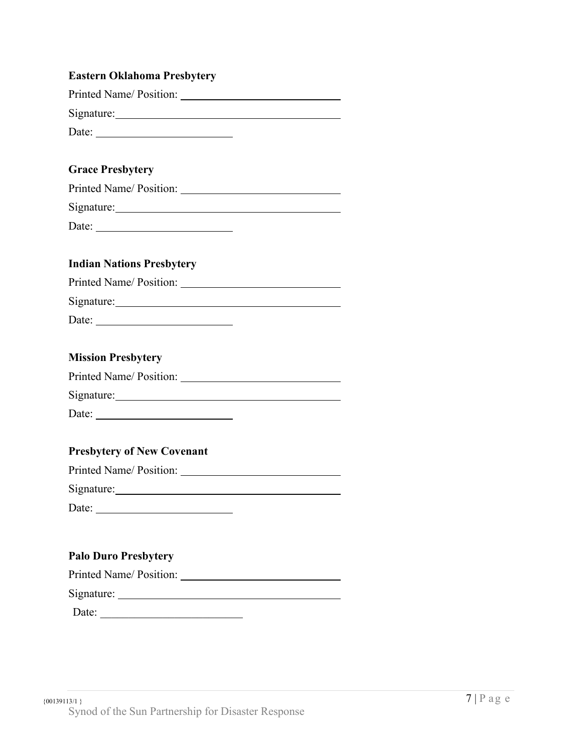**Eastern Oklahoma Presbytery**

Printed Name/ Position: ______________________________

Signature: ______________________________

Date: ______________________

**Grace Presbytery**

Printed Name/ Position: ______________________________

Signature: ______________________________

Date: ______________________

**Indian Nations Presbytery**

Printed Name/ Position: ______________________________

Signature: ______________________________

Date: ______________________

**Mission Presbytery**

Printed Name/ Position: ______________________________

Signature: ______________________________

Date: ______________________

**Presbytery of New Covenant**

Printed Name/ Position: ______________________________

Signature: ______________________________

Date: ______________________

**Palo Duro Presbytery**

Printed Name/ Position: ______________________________

Signature: ______________________________

Date: ______________________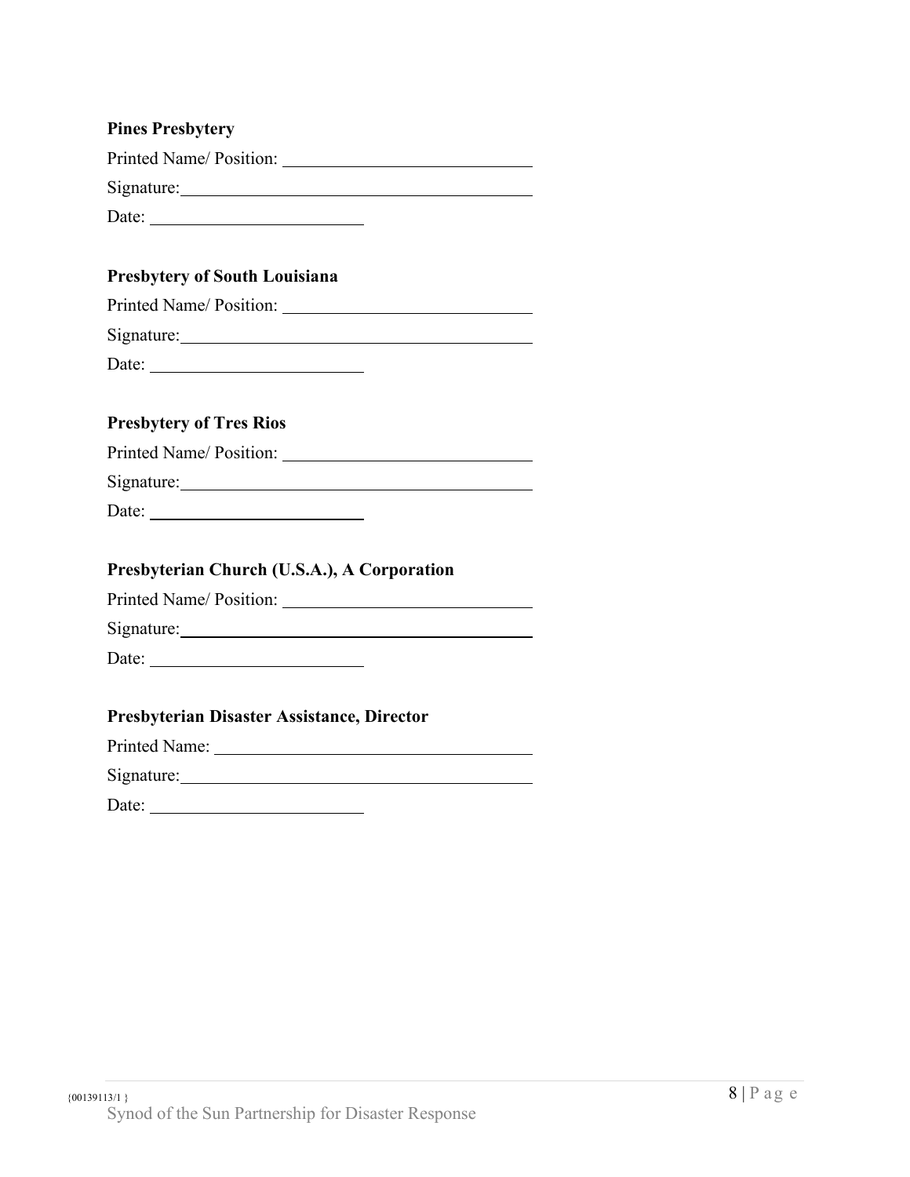**Pines Presbytery**

Printed Name/ Position: ____________________________

Signature:__________________________________________

Date: _________________________

**Presbytery of South Louisiana**

Printed Name/ Position: ____________________________

Signature:__________________________________________

Date: _________________________

**Presbytery of Tres Rios**

Printed Name/ Position: ____________________________

Signature:__________________________________________

Date: _________________________

**Presbyterian Church (U.S.A.), A Corporation**

Printed Name/ Position: ____________________________

Signature:__________________________________________

Date: _________________________

**Presbyterian Disaster Assistance, Director**

Printed Name: ____________________________________

Signature:__________________________________________

Date: _________________________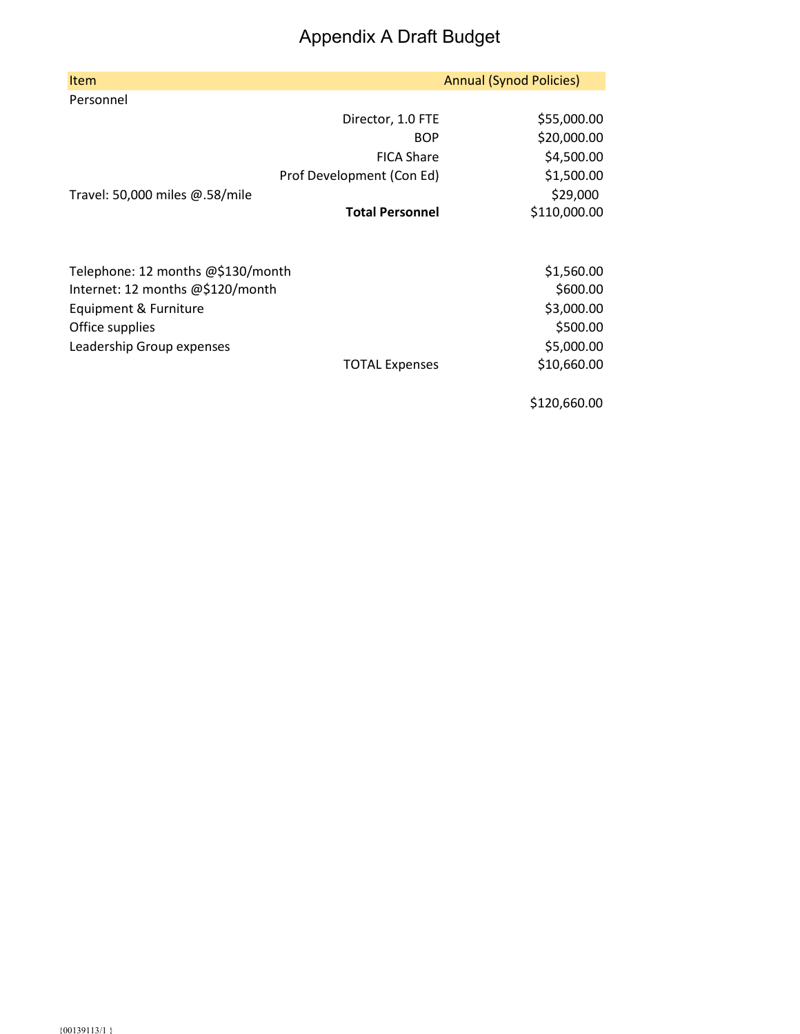# Appendix A Draft Budget

| Item | | Annual (Synod Policies) |
|---|---|---|
| Personnel | | |
| | Director, 1.0 FTE | $55,000.00 |
| | BOP | $20,000.00 |
| | FICA Share | $4,500.00 |
| | Prof Development (Con Ed) | $1,500.00 |
| Travel: 50,000 miles @.58/mile | | $29,000 |
| | **Total Personnel** | $110,000.00 |
| | | |
| Telephone: 12 months @$130/month | | $1,560.00 |
| Internet: 12 months @$120/month | | $600.00 |
| Equipment & Furniture | | $3,000.00 |
| Office supplies | | $500.00 |
| Leadership Group expenses | | $5,000.00 |
| | TOTAL Expenses | $10,660.00 |
| | | |
| | | $120,660.00 |

{00139113/1 }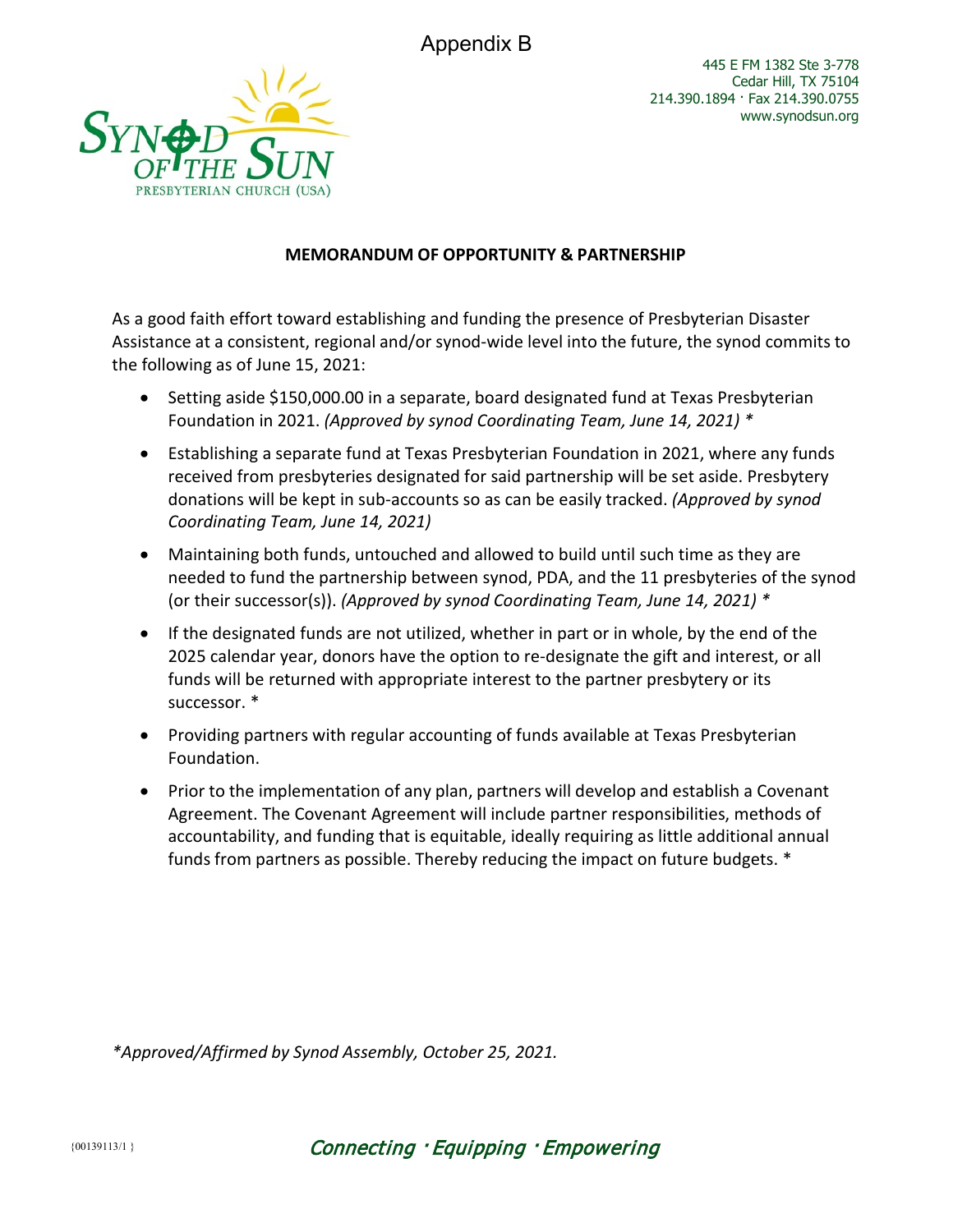Appendix B

445 E FM 1382 Ste 3-778
Cedar Hill, TX 75104
214.390.1894 · Fax 214.390.0755
www.synodsun.org

**MEMORANDUM OF OPPORTUNITY & PARTNERSHIP**

As a good faith effort toward establishing and funding the presence of Presbyterian Disaster Assistance at a consistent, regional and/or synod-wide level into the future, the synod commits to the following as of June 15, 2021:

- Setting aside $150,000.00 in a separate, board designated fund at Texas Presbyterian Foundation in 2021. *(Approved by synod Coordinating Team, June 14, 2021) **
- Establishing a separate fund at Texas Presbyterian Foundation in 2021, where any funds received from presbyteries designated for said partnership will be set aside. Presbytery donations will be kept in sub-accounts so as can be easily tracked. *(Approved by synod Coordinating Team, June 14, 2021)*
- Maintaining both funds, untouched and allowed to build until such time as they are needed to fund the partnership between synod, PDA, and the 11 presbyteries of the synod (or their successor(s)). *(Approved by synod Coordinating Team, June 14, 2021) **
- If the designated funds are not utilized, whether in part or in whole, by the end of the 2025 calendar year, donors have the option to re-designate the gift and interest, or all funds will be returned with appropriate interest to the partner presbytery or its successor. *
- Providing partners with regular accounting of funds available at Texas Presbyterian Foundation.
- Prior to the implementation of any plan, partners will develop and establish a Covenant Agreement. The Covenant Agreement will include partner responsibilities, methods of accountability, and funding that is equitable, ideally requiring as little additional annual funds from partners as possible. Thereby reducing the impact on future budgets. *

**Approved/Affirmed by Synod Assembly, October 25, 2021.*

*Connecting · Equipping · Empowering*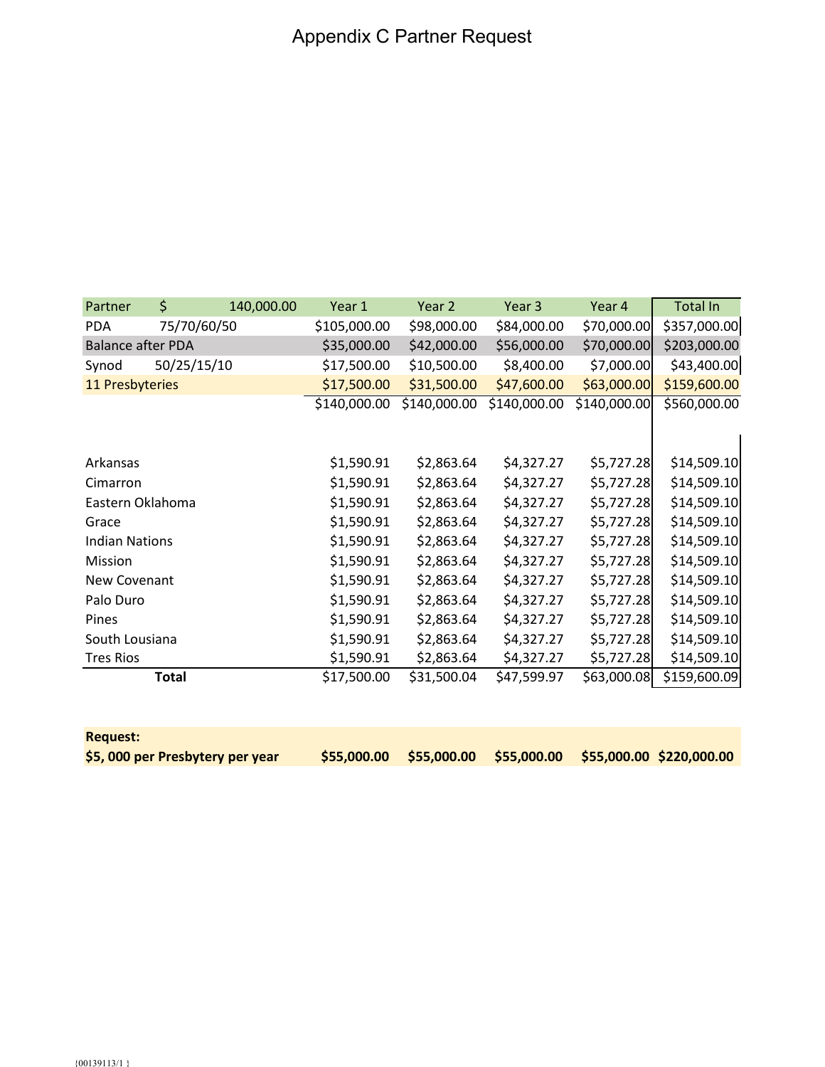# Appendix C Partner Request

| Partner | $ | 140,000.00 | Year 1 | Year 2 | Year 3 | Year 4 | Total In |
|---|---|---|---|---|---|---|---|
| PDA | 75/70/60/50 | | $105,000.00 | $98,000.00 | $84,000.00 | $70,000.00 | $357,000.00 |
| Balance after PDA | | | $35,000.00 | $42,000.00 | $56,000.00 | $70,000.00 | $203,000.00 |
| Synod | 50/25/15/10 | | $17,500.00 | $10,500.00 | $8,400.00 | $7,000.00 | $43,400.00 |
| 11 Presbyteries | | | $17,500.00 | $31,500.00 | $47,600.00 | $63,000.00 | $159,600.00 |
| | | | $140,000.00 | $140,000.00 | $140,000.00 | $140,000.00 | $560,000.00 |
| | | | | | | | |
| Arkansas | | | $1,590.91 | $2,863.64 | $4,327.27 | $5,727.28 | $14,509.10 |
| Cimarron | | | $1,590.91 | $2,863.64 | $4,327.27 | $5,727.28 | $14,509.10 |
| Eastern Oklahoma | | | $1,590.91 | $2,863.64 | $4,327.27 | $5,727.28 | $14,509.10 |
| Grace | | | $1,590.91 | $2,863.64 | $4,327.27 | $5,727.28 | $14,509.10 |
| Indian Nations | | | $1,590.91 | $2,863.64 | $4,327.27 | $5,727.28 | $14,509.10 |
| Mission | | | $1,590.91 | $2,863.64 | $4,327.27 | $5,727.28 | $14,509.10 |
| New Covenant | | | $1,590.91 | $2,863.64 | $4,327.27 | $5,727.28 | $14,509.10 |
| Palo Duro | | | $1,590.91 | $2,863.64 | $4,327.27 | $5,727.28 | $14,509.10 |
| Pines | | | $1,590.91 | $2,863.64 | $4,327.27 | $5,727.28 | $14,509.10 |
| South Lousiana | | | $1,590.91 | $2,863.64 | $4,327.27 | $5,727.28 | $14,509.10 |
| Tres Rios | | | $1,590.91 | $2,863.64 | $4,327.27 | $5,727.28 | $14,509.10 |
| **Total** | | | $17,500.00 | $31,500.04 | $47,599.97 | $63,000.08 | $159,600.09 |

| **Request:** | | | | | |
|---|---|---|---|---|---|
| **$5, 000 per Presbytery per year** | **$55,000.00** | **$55,000.00** | **$55,000.00** | **$55,000.00** | **$220,000.00** |

{00139113/1 }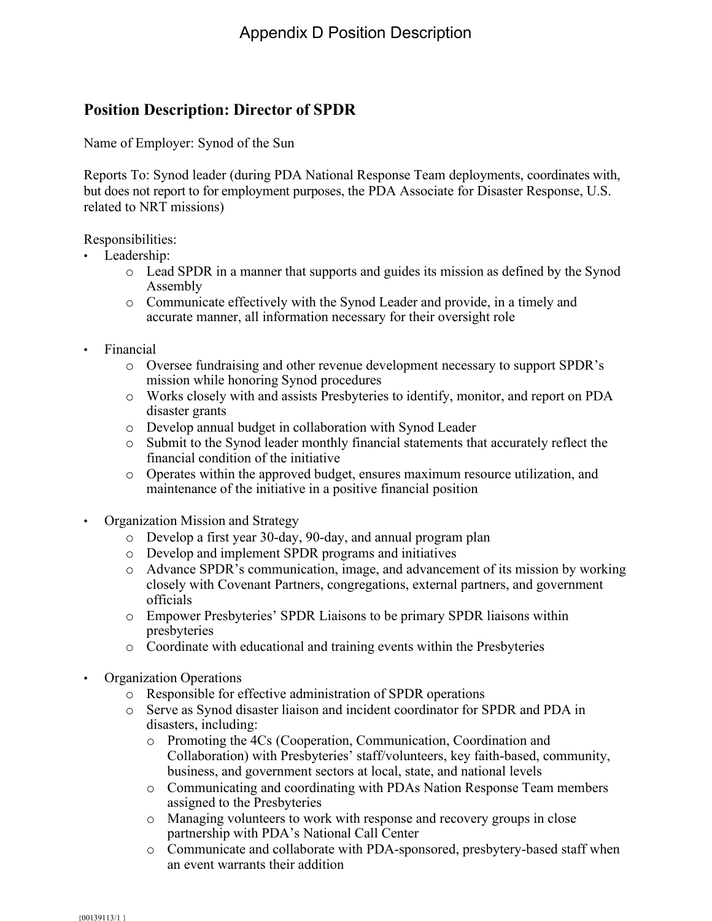# Appendix D Position Description

## Position Description: Director of SPDR

Name of Employer: Synod of the Sun

Reports To: Synod leader (during PDA National Response Team deployments, coordinates with, but does not report to for employment purposes, the PDA Associate for Disaster Response, U.S. related to NRT missions)

Responsibilities:

- Leadership:
  - Lead SPDR in a manner that supports and guides its mission as defined by the Synod Assembly
  - Communicate effectively with the Synod Leader and provide, in a timely and accurate manner, all information necessary for their oversight role

- Financial
  - Oversee fundraising and other revenue development necessary to support SPDR's mission while honoring Synod procedures
  - Works closely with and assists Presbyteries to identify, monitor, and report on PDA disaster grants
  - Develop annual budget in collaboration with Synod Leader
  - Submit to the Synod leader monthly financial statements that accurately reflect the financial condition of the initiative
  - Operates within the approved budget, ensures maximum resource utilization, and maintenance of the initiative in a positive financial position

- Organization Mission and Strategy
  - Develop a first year 30-day, 90-day, and annual program plan
  - Develop and implement SPDR programs and initiatives
  - Advance SPDR's communication, image, and advancement of its mission by working closely with Covenant Partners, congregations, external partners, and government officials
  - Empower Presbyteries' SPDR Liaisons to be primary SPDR liaisons within presbyteries
  - Coordinate with educational and training events within the Presbyteries

- Organization Operations
  - Responsible for effective administration of SPDR operations
  - Serve as Synod disaster liaison and incident coordinator for SPDR and PDA in disasters, including:
    - Promoting the 4Cs (Cooperation, Communication, Coordination and Collaboration) with Presbyteries' staff/volunteers, key faith-based, community, business, and government sectors at local, state, and national levels
    - Communicating and coordinating with PDAs Nation Response Team members assigned to the Presbyteries
    - Managing volunteers to work with response and recovery groups in close partnership with PDA's National Call Center
    - Communicate and collaborate with PDA-sponsored, presbytery-based staff when an event warrants their addition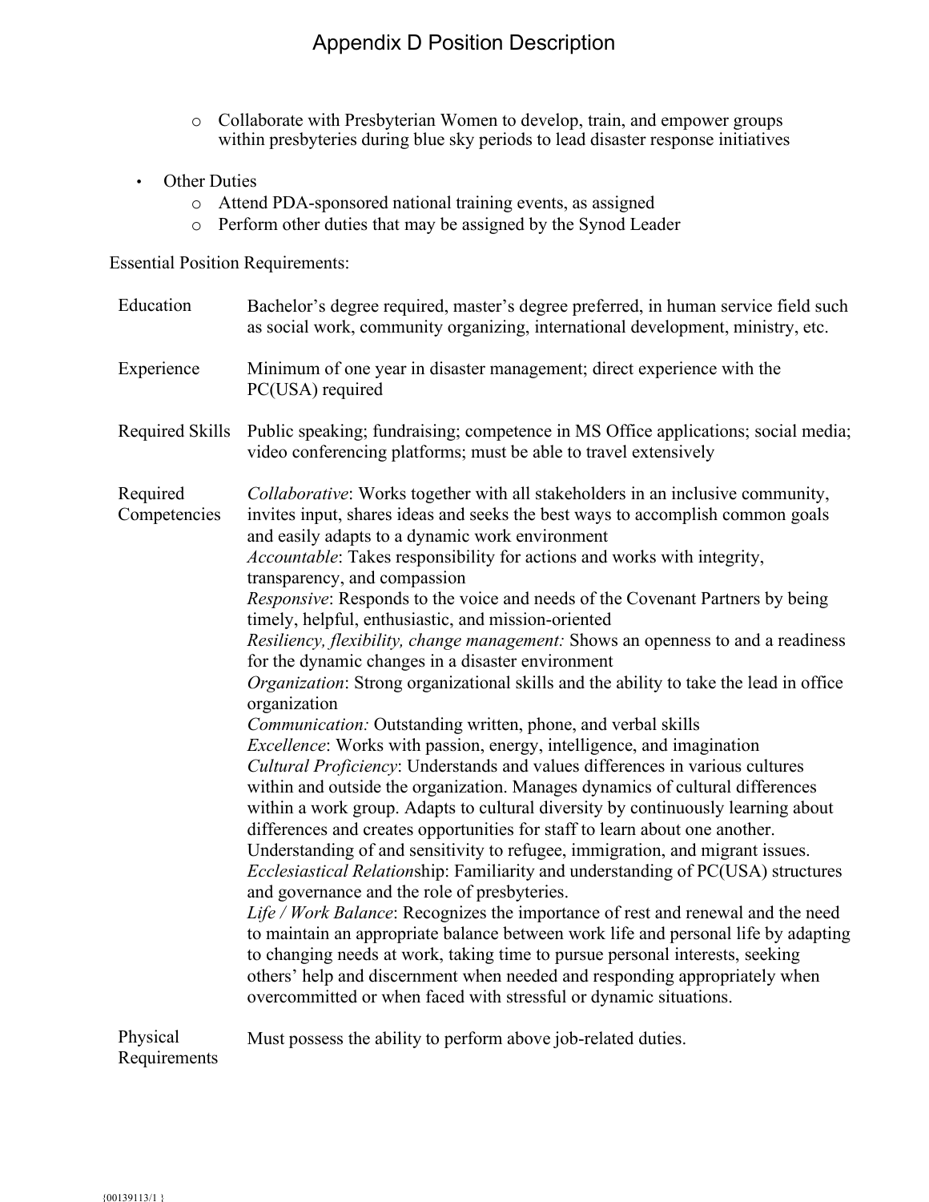- Collaborate with Presbyterian Women to develop, train, and empower groups within presbyteries during blue sky periods to lead disaster response initiatives

- Other Duties
  - Attend PDA-sponsored national training events, as assigned
  - Perform other duties that may be assigned by the Synod Leader

Essential Position Requirements:

| | |
|---|---|
| Education | Bachelor's degree required, master's degree preferred, in human service field such as social work, community organizing, international development, ministry, etc. |
| Experience | Minimum of one year in disaster management; direct experience with the PC(USA) required |
| Required Skills | Public speaking; fundraising; competence in MS Office applications; social media; video conferencing platforms; must be able to travel extensively |
| Required Competencies | *Collaborative*: Works together with all stakeholders in an inclusive community, invites input, shares ideas and seeks the best ways to accomplish common goals and easily adapts to a dynamic work environment<br>*Accountable*: Takes responsibility for actions and works with integrity, transparency, and compassion<br>*Responsive*: Responds to the voice and needs of the Covenant Partners by being timely, helpful, enthusiastic, and mission-oriented<br>*Resiliency, flexibility, change management:* Shows an openness to and a readiness for the dynamic changes in a disaster environment<br>*Organization*: Strong organizational skills and the ability to take the lead in office organization<br>*Communication:* Outstanding written, phone, and verbal skills<br>*Excellence*: Works with passion, energy, intelligence, and imagination<br>*Cultural Proficiency*: Understands and values differences in various cultures within and outside the organization. Manages dynamics of cultural differences within a work group. Adapts to cultural diversity by continuously learning about differences and creates opportunities for staff to learn about one another. Understanding of and sensitivity to refugee, immigration, and migrant issues.<br>*Ecclesiastical Relation*ship: Familiarity and understanding of PC(USA) structures and governance and the role of presbyteries.<br>*Life / Work Balance*: Recognizes the importance of rest and renewal and the need to maintain an appropriate balance between work life and personal life by adapting to changing needs at work, taking time to pursue personal interests, seeking others' help and discernment when needed and responding appropriately when overcommitted or when faced with stressful or dynamic situations. |
| Physical Requirements | Must possess the ability to perform above job-related duties. |